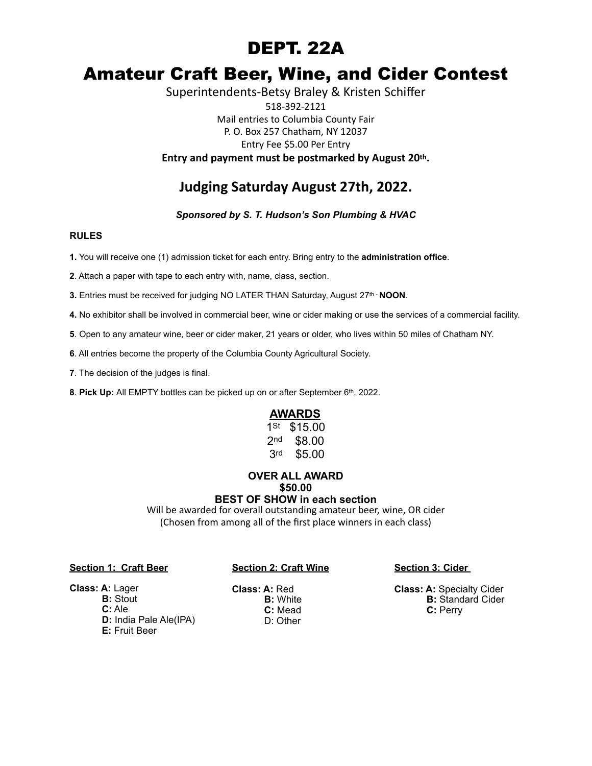# DEPT. 22A

# Amateur Craft Beer, Wine, and Cider Contest

Superintendents-Betsy Braley & Kristen Schiffer

518-392-2121

Mail entries to Columbia County Fair

P. O. Box 257 Chatham, NY 12037

Entry Fee $5.00 Per Entry

**Entry and payment must be postmarked by August 20th.**

## Judging Saturday August 27th, 2022.

***Sponsored by S. T. Hudson's Son Plumbing & HVAC***

**RULES**

**1.** You will receive one (1) admission ticket for each entry. Bring entry to the **administration office**.

**2**. Attach a paper with tape to each entry with, name, class, section.

**3.** Entries must be received for judging NO LATER THAN Saturday, August 27th - **NOON**.

**4.** No exhibitor shall be involved in commercial beer, wine or cider making or use the services of a commercial facility.

**5**. Open to any amateur wine, beer or cider maker, 21 years or older, who lives within 50 miles of Chatham NY.

**6**. All entries become the property of the Columbia County Agricultural Society.

**7**. The decision of the judges is final.

**8**. **Pick Up:** All EMPTY bottles can be picked up on or after September 6th, 2022.

**AWARDS**

1St $15.00
2nd $8.00
3rd $5.00

**OVER ALL AWARD**
**$50.00**
**BEST OF SHOW in each section**
Will be awarded for overall outstanding amateur beer, wine, OR cider
(Chosen from among all of the first place winners in each class)

**Section 1: Craft Beer**

**Class: A:** Lager
**B:** Stout
**C:** Ale
**D:** India Pale Ale(IPA)
**E:** Fruit Beer

**Section 2: Craft Wine**

**Class: A:** Red
**B:** White
**C:** Mead
D: Other

**Section 3: Cider**

**Class: A:** Specialty Cider
**B:** Standard Cider
**C:** Perry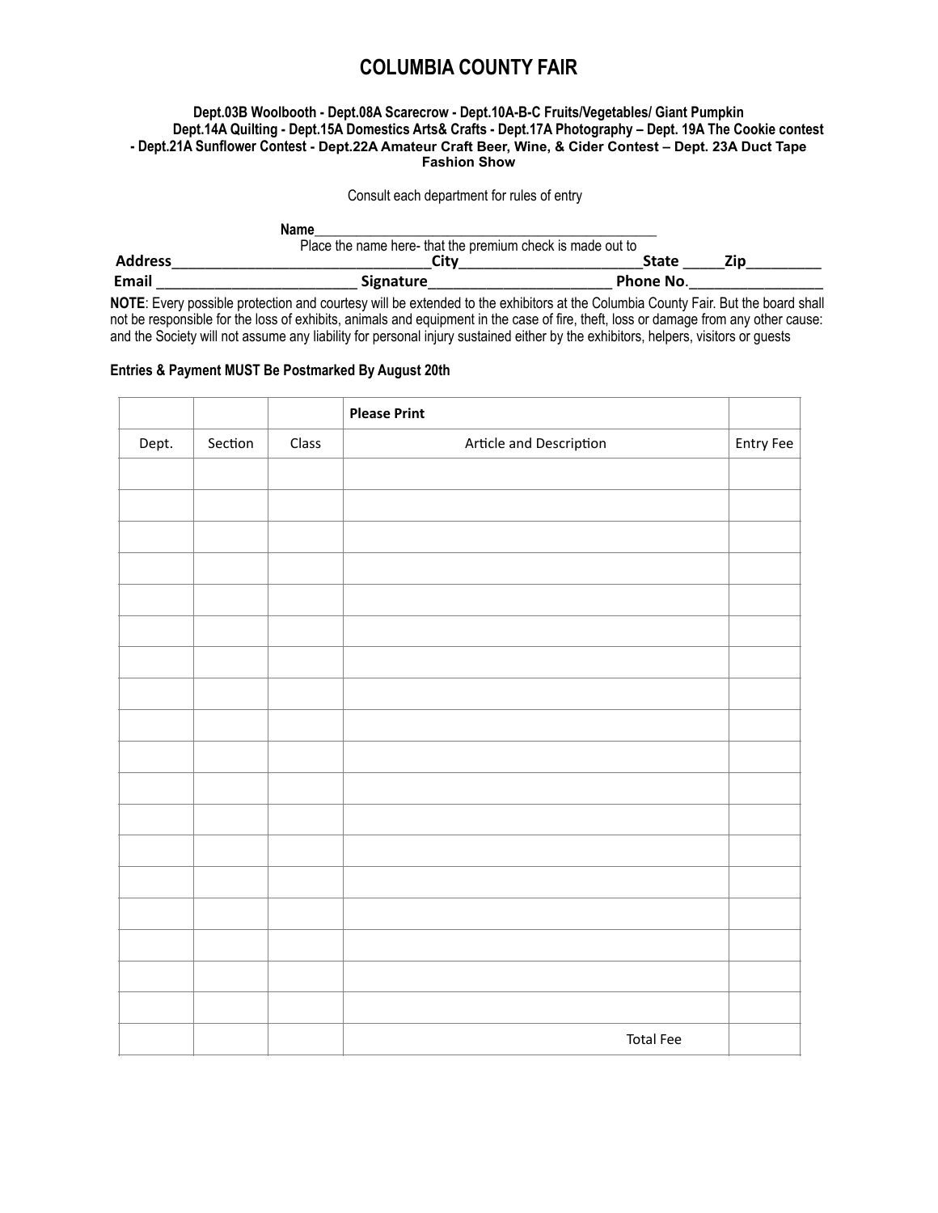# COLUMBIA COUNTY FAIR

**Dept.03B Woolbooth - Dept.08A Scarecrow - Dept.10A-B-C Fruits/Vegetables/ Giant Pumpkin
Dept.14A Quilting - Dept.15A Domestics Arts& Crafts - Dept.17A Photography – Dept. 19A The Cookie contest
- Dept.21A Sunflower Contest - Dept.22A Amateur Craft Beer, Wine, & Cider Contest – Dept. 23A Duct Tape Fashion Show**

Consult each department for rules of entry

**Name**_______________________________________________

Place the name here- that the premium check is made out to

**Address**________________________________**City**_______________________**State** _____**Zip**_________

**Email** _________________________ **Signature**_______________________ **Phone No**._________________

**NOTE**: Every possible protection and courtesy will be extended to the exhibitors at the Columbia County Fair. But the board shall not be responsible for the loss of exhibits, animals and equipment in the case of fire, theft, loss or damage from any other cause: and the Society will not assume any liability for personal injury sustained either by the exhibitors, helpers, visitors or guests

**Entries & Payment MUST Be Postmarked By August 20th**

| | | | **Please Print** | |
|---|---|---|---|---|
| Dept. | Section | Class | Article and Description | Entry Fee |
| | | | | |
| | | | | |
| | | | | |
| | | | | |
| | | | | |
| | | | | |
| | | | | |
| | | | | |
| | | | | |
| | | | | |
| | | | | |
| | | | | |
| | | | | |
| | | | | |
| | | | | |
| | | | | |
| | | | | |
| | | | | |
| | | | Total Fee | |